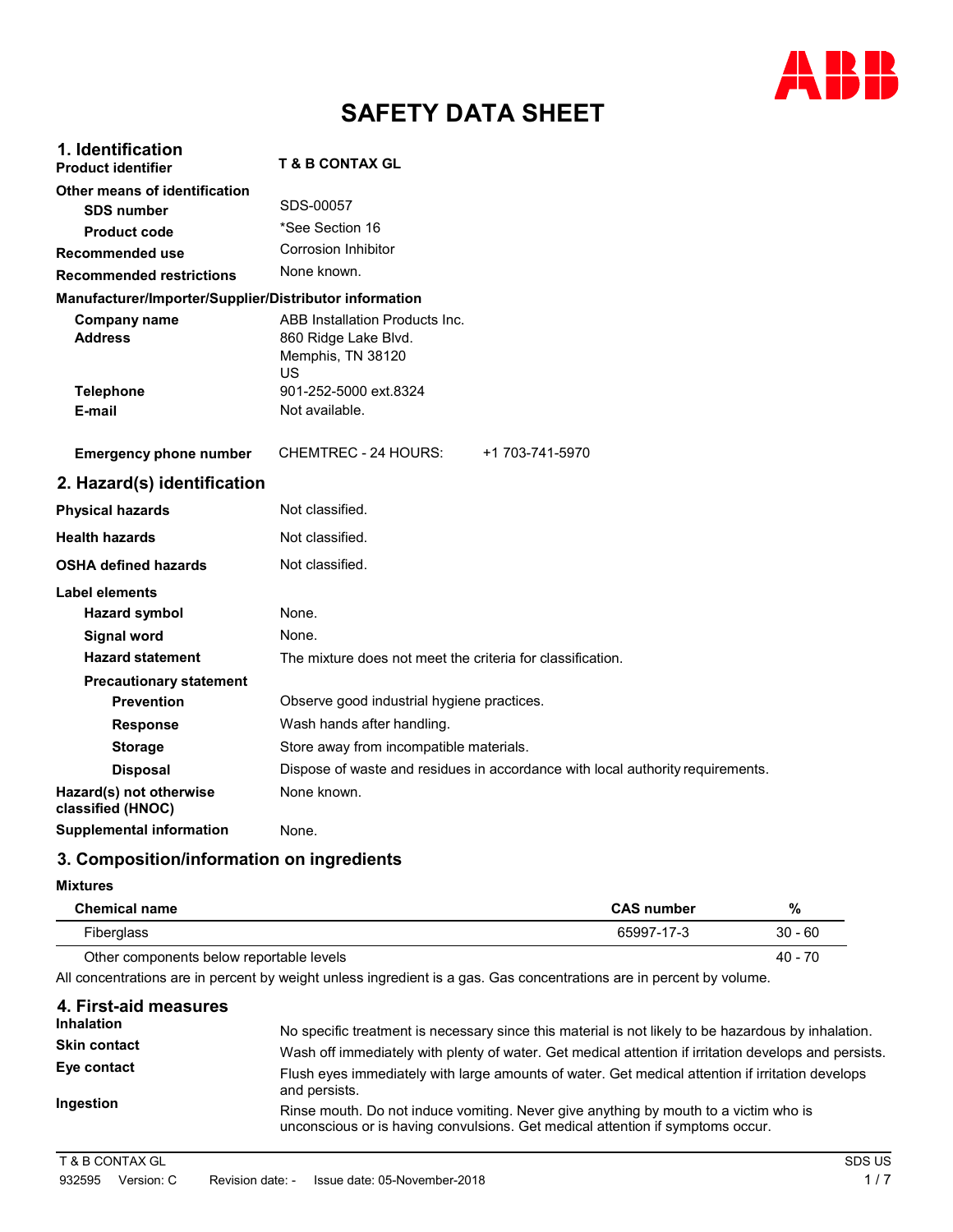# SAFETY DATA SHEET

## 1. Identification

**Product identifier** T & B CONTAX GL

**Other means of identification**

- **SDS number** SDS-00057
- **Product code** *See Section 16

**Recommended use** Corrosion Inhibitor

**Recommended restrictions** None known.

**Manufacturer/Importer/Supplier/Distributor information**

- **Company name** ABB Installation Products Inc.
- **Address** 860 Ridge Lake Blvd.
  Memphis, TN 38120
  US
- **Telephone** 901-252-5000 ext.8324
- **E-mail** Not available.

**Emergency phone number** CHEMTREC - 24 HOURS: +1 703-741-5970

## 2. Hazard(s) identification

**Physical hazards** Not classified.

**Health hazards** Not classified.

**OSHA defined hazards** Not classified.

**Label elements**

- **Hazard symbol** None.
- **Signal word** None.
- **Hazard statement** The mixture does not meet the criteria for classification.
- **Precautionary statement**
  - **Prevention** Observe good industrial hygiene practices.
  - **Response** Wash hands after handling.
  - **Storage** Store away from incompatible materials.
  - **Disposal** Dispose of waste and residues in accordance with local authority requirements.

**Hazard(s) not otherwise classified (HNOC)** None known.

**Supplemental information** None.

## 3. Composition/information on ingredients

**Mixtures**

| Chemical name | CAS number | % |
|---|---|---|
| Fiberglass | 65997-17-3 | 30 - 60 |
| Other components below reportable levels | | 40 - 70 |

All concentrations are in percent by weight unless ingredient is a gas. Gas concentrations are in percent by volume.

## 4. First-aid measures

**Inhalation** No specific treatment is necessary since this material is not likely to be hazardous by inhalation.

**Skin contact** Wash off immediately with plenty of water. Get medical attention if irritation develops and persists.

**Eye contact** Flush eyes immediately with large amounts of water. Get medical attention if irritation develops and persists.

**Ingestion** Rinse mouth. Do not induce vomiting. Never give anything by mouth to a victim who is unconscious or is having convulsions. Get medical attention if symptoms occur.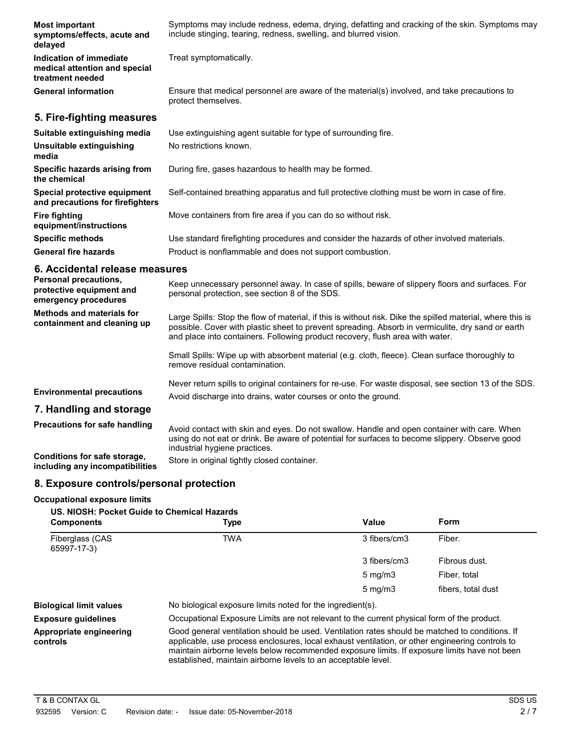**Most important symptoms/effects, acute and delayed**
Symptoms may include redness, edema, drying, defatting and cracking of the skin. Symptoms may include stinging, tearing, redness, swelling, and blurred vision.

**Indication of immediate medical attention and special treatment needed**
Treat symptomatically.

**General information**
Ensure that medical personnel are aware of the material(s) involved, and take precautions to protect themselves.

## 5. Fire-fighting measures

**Suitable extinguishing media**
Use extinguishing agent suitable for type of surrounding fire.

**Unsuitable extinguishing media**
No restrictions known.

**Specific hazards arising from the chemical**
During fire, gases hazardous to health may be formed.

**Special protective equipment and precautions for firefighters**
Self-contained breathing apparatus and full protective clothing must be worn in case of fire.

**Fire fighting equipment/instructions**
Move containers from fire area if you can do so without risk.

**Specific methods**
Use standard firefighting procedures and consider the hazards of other involved materials.

**General fire hazards**
Product is nonflammable and does not support combustion.

## 6. Accidental release measures

**Personal precautions, protective equipment and emergency procedures**
Keep unnecessary personnel away. In case of spills, beware of slippery floors and surfaces. For personal protection, see section 8 of the SDS.

**Methods and materials for containment and cleaning up**
Large Spills: Stop the flow of material, if this is without risk. Dike the spilled material, where this is possible. Cover with plastic sheet to prevent spreading. Absorb in vermiculite, dry sand or earth and place into containers. Following product recovery, flush area with water.

Small Spills: Wipe up with absorbent material (e.g. cloth, fleece). Clean surface thoroughly to remove residual contamination.

Never return spills to original containers for re-use. For waste disposal, see section 13 of the SDS.

**Environmental precautions**
Avoid discharge into drains, water courses or onto the ground.

## 7. Handling and storage

**Precautions for safe handling**
Avoid contact with skin and eyes. Do not swallow. Handle and open container with care. When using do not eat or drink. Be aware of potential for surfaces to become slippery. Observe good industrial hygiene practices.

**Conditions for safe storage, including any incompatibilities**
Store in original tightly closed container.

## 8. Exposure controls/personal protection

**Occupational exposure limits**

**US. NIOSH: Pocket Guide to Chemical Hazards**

| Components | Type | Value | Form |
|---|---|---|---|
| Fiberglass (CAS 65997-17-3) | TWA | 3 fibers/cm3 | Fiber. |
| | | 3 fibers/cm3 | Fibrous dust. |
| | | 5 mg/m3 | Fiber, total |
| | | 5 mg/m3 | fibers, total dust |

**Biological limit values**
No biological exposure limits noted for the ingredient(s).

**Exposure guidelines**
Occupational Exposure Limits are not relevant to the current physical form of the product.

**Appropriate engineering controls**
Good general ventilation should be used. Ventilation rates should be matched to conditions. If applicable, use process enclosures, local exhaust ventilation, or other engineering controls to maintain airborne levels below recommended exposure limits. If exposure limits have not been established, maintain airborne levels to an acceptable level.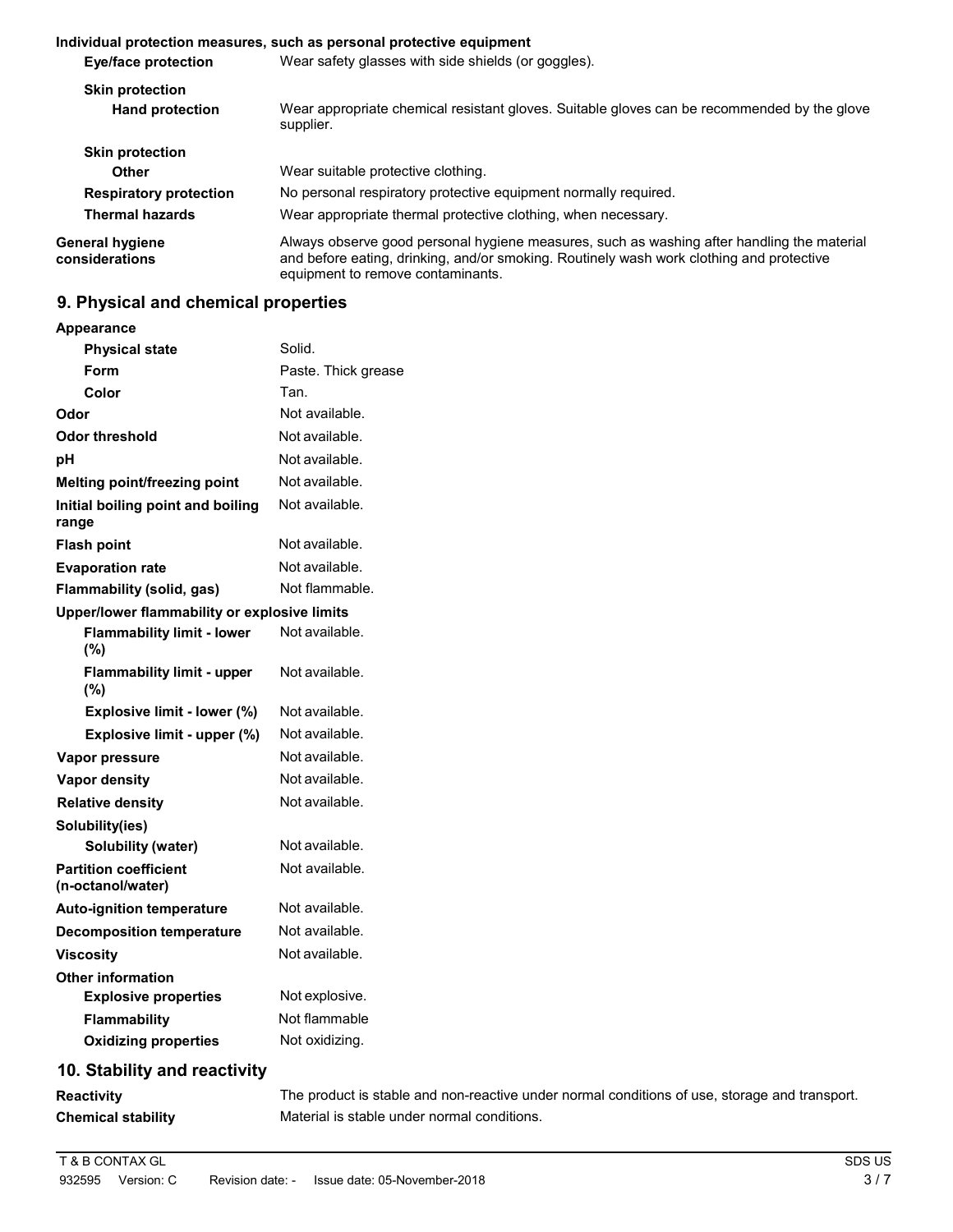**Individual protection measures, such as personal protective equipment**

| | |
|---|---|
| **Eye/face protection** | Wear safety glasses with side shields (or goggles). |
| **Skin protection** | |
| **Hand protection** | Wear appropriate chemical resistant gloves. Suitable gloves can be recommended by the glove supplier. |
| **Skin protection** | |
| **Other** | Wear suitable protective clothing. |
| **Respiratory protection** | No personal respiratory protective equipment normally required. |
| **Thermal hazards** | Wear appropriate thermal protective clothing, when necessary. |
| **General hygiene considerations** | Always observe good personal hygiene measures, such as washing after handling the material and before eating, drinking, and/or smoking. Routinely wash work clothing and protective equipment to remove contaminants. |

## 9. Physical and chemical properties

| | |
|---|---|
| **Appearance** | |
| **Physical state** | Solid. |
| **Form** | Paste. Thick grease |
| **Color** | Tan. |
| **Odor** | Not available. |
| **Odor threshold** | Not available. |
| **pH** | Not available. |
| **Melting point/freezing point** | Not available. |
| **Initial boiling point and boiling range** | Not available. |
| **Flash point** | Not available. |
| **Evaporation rate** | Not available. |
| **Flammability (solid, gas)** | Not flammable. |
| **Upper/lower flammability or explosive limits** | |
| **Flammability limit - lower (%)** | Not available. |
| **Flammability limit - upper (%)** | Not available. |
| **Explosive limit - lower (%)** | Not available. |
| **Explosive limit - upper (%)** | Not available. |
| **Vapor pressure** | Not available. |
| **Vapor density** | Not available. |
| **Relative density** | Not available. |
| **Solubility(ies)** | |
| **Solubility (water)** | Not available. |
| **Partition coefficient (n-octanol/water)** | Not available. |
| **Auto-ignition temperature** | Not available. |
| **Decomposition temperature** | Not available. |
| **Viscosity** | Not available. |
| **Other information** | |
| **Explosive properties** | Not explosive. |
| **Flammability** | Not flammable |
| **Oxidizing properties** | Not oxidizing. |

## 10. Stability and reactivity

| | |
|---|---|
| **Reactivity** | The product is stable and non-reactive under normal conditions of use, storage and transport. |
| **Chemical stability** | Material is stable under normal conditions. |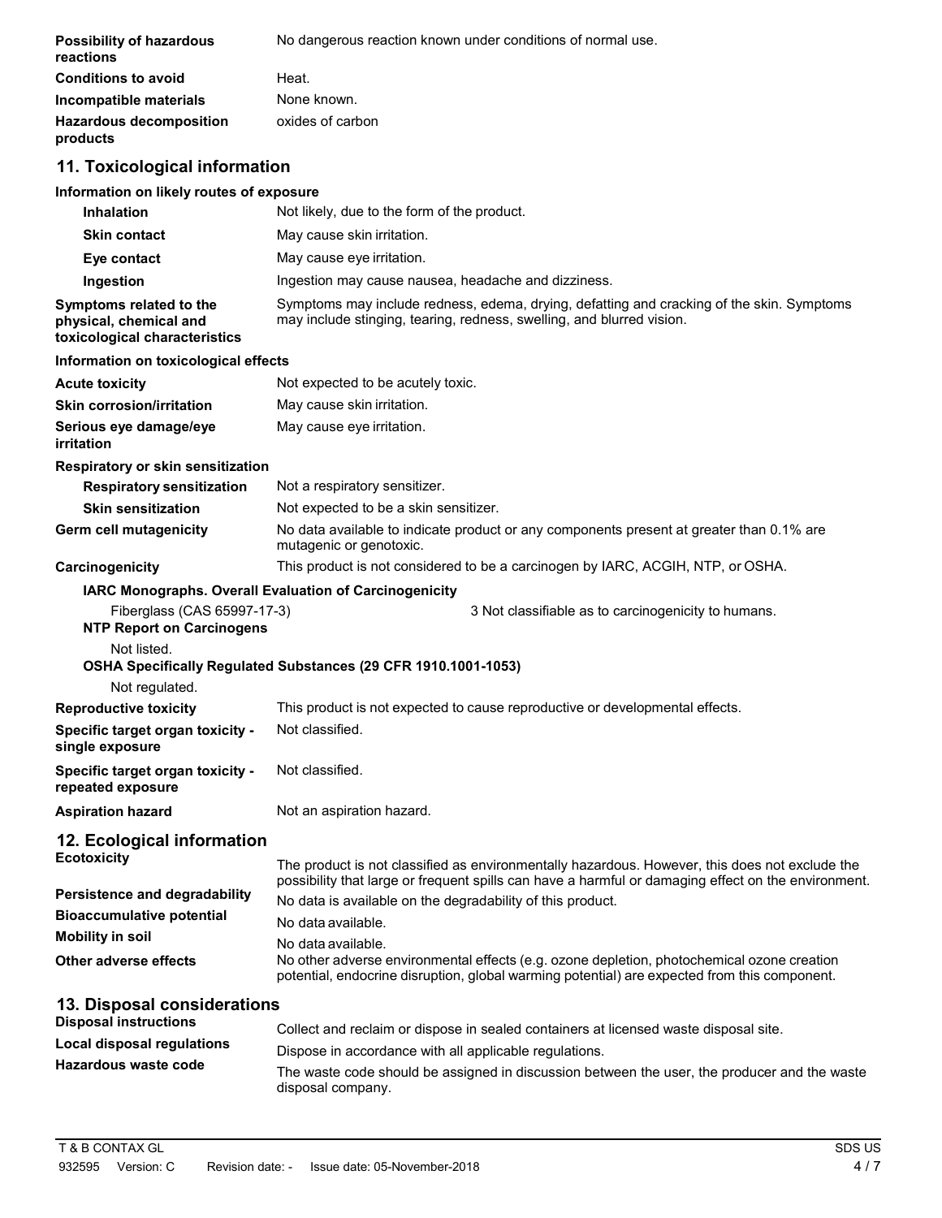| | |
|---|---|
| **Possibility of hazardous reactions** | No dangerous reaction known under conditions of normal use. |
| **Conditions to avoid** | Heat. |
| **Incompatible materials** | None known. |
| **Hazardous decomposition products** | oxides of carbon |

## 11. Toxicological information

**Information on likely routes of exposure**

| | |
|---|---|
| **Inhalation** | Not likely, due to the form of the product. |
| **Skin contact** | May cause skin irritation. |
| **Eye contact** | May cause eye irritation. |
| **Ingestion** | Ingestion may cause nausea, headache and dizziness. |
| **Symptoms related to the physical, chemical and toxicological characteristics** | Symptoms may include redness, edema, drying, defatting and cracking of the skin. Symptoms may include stinging, tearing, redness, swelling, and blurred vision. |

**Information on toxicological effects**

| | |
|---|---|
| **Acute toxicity** | Not expected to be acutely toxic. |
| **Skin corrosion/irritation** | May cause skin irritation. |
| **Serious eye damage/eye irritation** | May cause eye irritation. |

**Respiratory or skin sensitization**

| | |
|---|---|
| **Respiratory sensitization** | Not a respiratory sensitizer. |
| **Skin sensitization** | Not expected to be a skin sensitizer. |
| **Germ cell mutagenicity** | No data available to indicate product or any components present at greater than 0.1% are mutagenic or genotoxic. |
| **Carcinogenicity** | This product is not considered to be a carcinogen by IARC, ACGIH, NTP, or OSHA. |

**IARC Monographs. Overall Evaluation of Carcinogenicity**

| | |
|---|---|
| Fiberglass (CAS 65997-17-3) | 3 Not classifiable as to carcinogenicity to humans. |

**NTP Report on Carcinogens**

Not listed.

**OSHA Specifically Regulated Substances (29 CFR 1910.1001-1053)**

Not regulated.

| | |
|---|---|
| **Reproductive toxicity** | This product is not expected to cause reproductive or developmental effects. |
| **Specific target organ toxicity - single exposure** | Not classified. |
| **Specific target organ toxicity - repeated exposure** | Not classified. |
| **Aspiration hazard** | Not an aspiration hazard. |

## 12. Ecological information

| | |
|---|---|
| **Ecotoxicity** | The product is not classified as environmentally hazardous. However, this does not exclude the possibility that large or frequent spills can have a harmful or damaging effect on the environment. |
| **Persistence and degradability** | No data is available on the degradability of this product. |
| **Bioaccumulative potential** | No data available. |
| **Mobility in soil** | No data available. |
| **Other adverse effects** | No other adverse environmental effects (e.g. ozone depletion, photochemical ozone creation potential, endocrine disruption, global warming potential) are expected from this component. |

## 13. Disposal considerations

| | |
|---|---|
| **Disposal instructions** | Collect and reclaim or dispose in sealed containers at licensed waste disposal site. |
| **Local disposal regulations** | Dispose in accordance with all applicable regulations. |
| **Hazardous waste code** | The waste code should be assigned in discussion between the user, the producer and the waste disposal company. |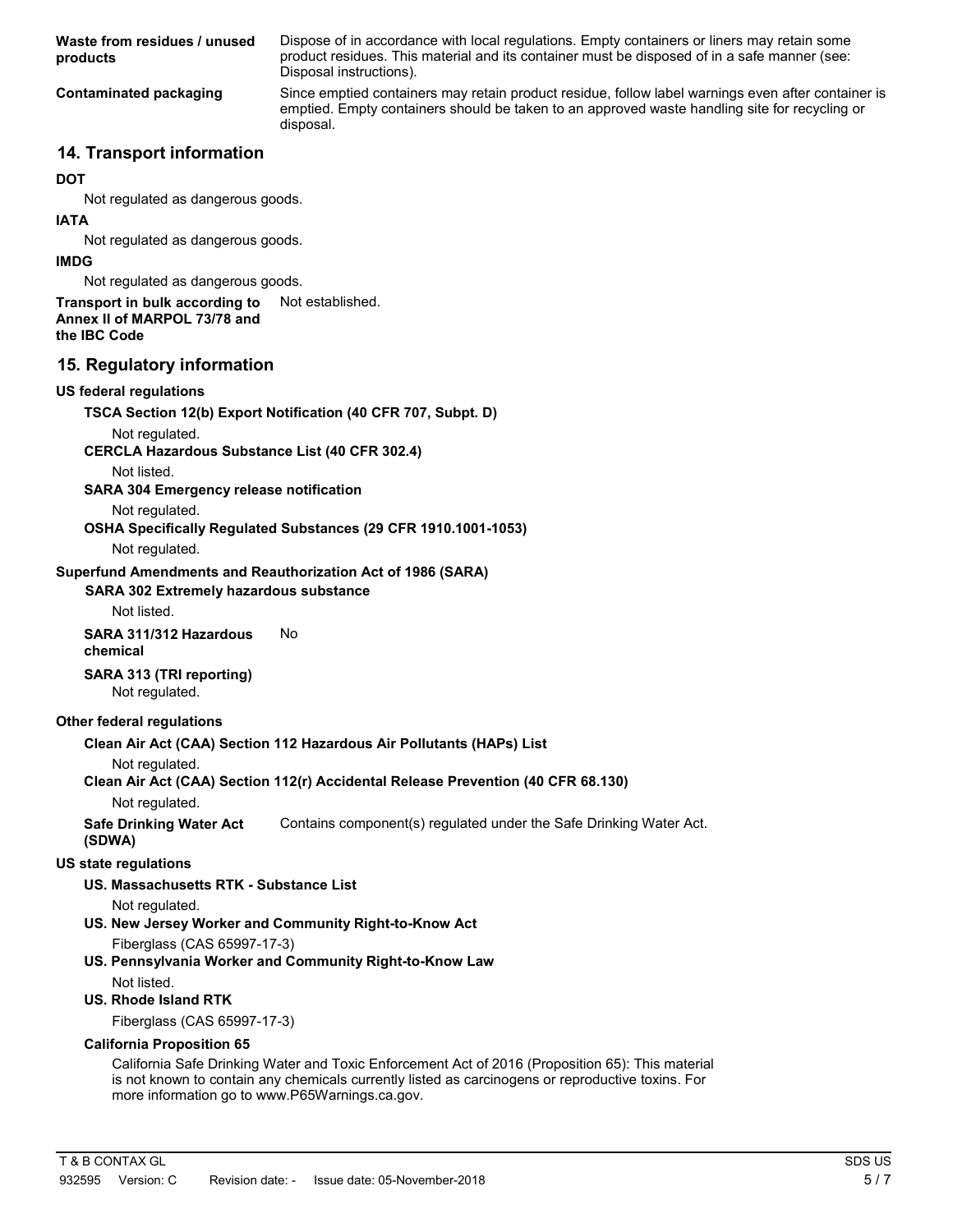**Waste from residues / unused products**
Dispose of in accordance with local regulations. Empty containers or liners may retain some product residues. This material and its container must be disposed of in a safe manner (see: Disposal instructions).

**Contaminated packaging**
Since emptied containers may retain product residue, follow label warnings even after container is emptied. Empty containers should be taken to an approved waste handling site for recycling or disposal.

## 14. Transport information

**DOT**

Not regulated as dangerous goods.

**IATA**

Not regulated as dangerous goods.

**IMDG**

Not regulated as dangerous goods.

**Transport in bulk according to Annex II of MARPOL 73/78 and the IBC Code**
Not established.

## 15. Regulatory information

**US federal regulations**

**TSCA Section 12(b) Export Notification (40 CFR 707, Subpt. D)**

Not regulated.

**CERCLA Hazardous Substance List (40 CFR 302.4)**

Not listed.

**SARA 304 Emergency release notification**

Not regulated.

**OSHA Specifically Regulated Substances (29 CFR 1910.1001-1053)**

Not regulated.

**Superfund Amendments and Reauthorization Act of 1986 (SARA)**

**SARA 302 Extremely hazardous substance**

Not listed.

**SARA 311/312 Hazardous chemical**
No

**SARA 313 (TRI reporting)**

Not regulated.

**Other federal regulations**

**Clean Air Act (CAA) Section 112 Hazardous Air Pollutants (HAPs) List**

Not regulated.

**Clean Air Act (CAA) Section 112(r) Accidental Release Prevention (40 CFR 68.130)**

Not regulated.

**Safe Drinking Water Act (SDWA)**
Contains component(s) regulated under the Safe Drinking Water Act.

**US state regulations**

**US. Massachusetts RTK - Substance List**

Not regulated.

**US. New Jersey Worker and Community Right-to-Know Act**

Fiberglass (CAS 65997-17-3)

**US. Pennsylvania Worker and Community Right-to-Know Law**

Not listed.

**US. Rhode Island RTK**

Fiberglass (CAS 65997-17-3)

**California Proposition 65**

California Safe Drinking Water and Toxic Enforcement Act of 2016 (Proposition 65): This material is not known to contain any chemicals currently listed as carcinogens or reproductive toxins. For more information go to www.P65Warnings.ca.gov.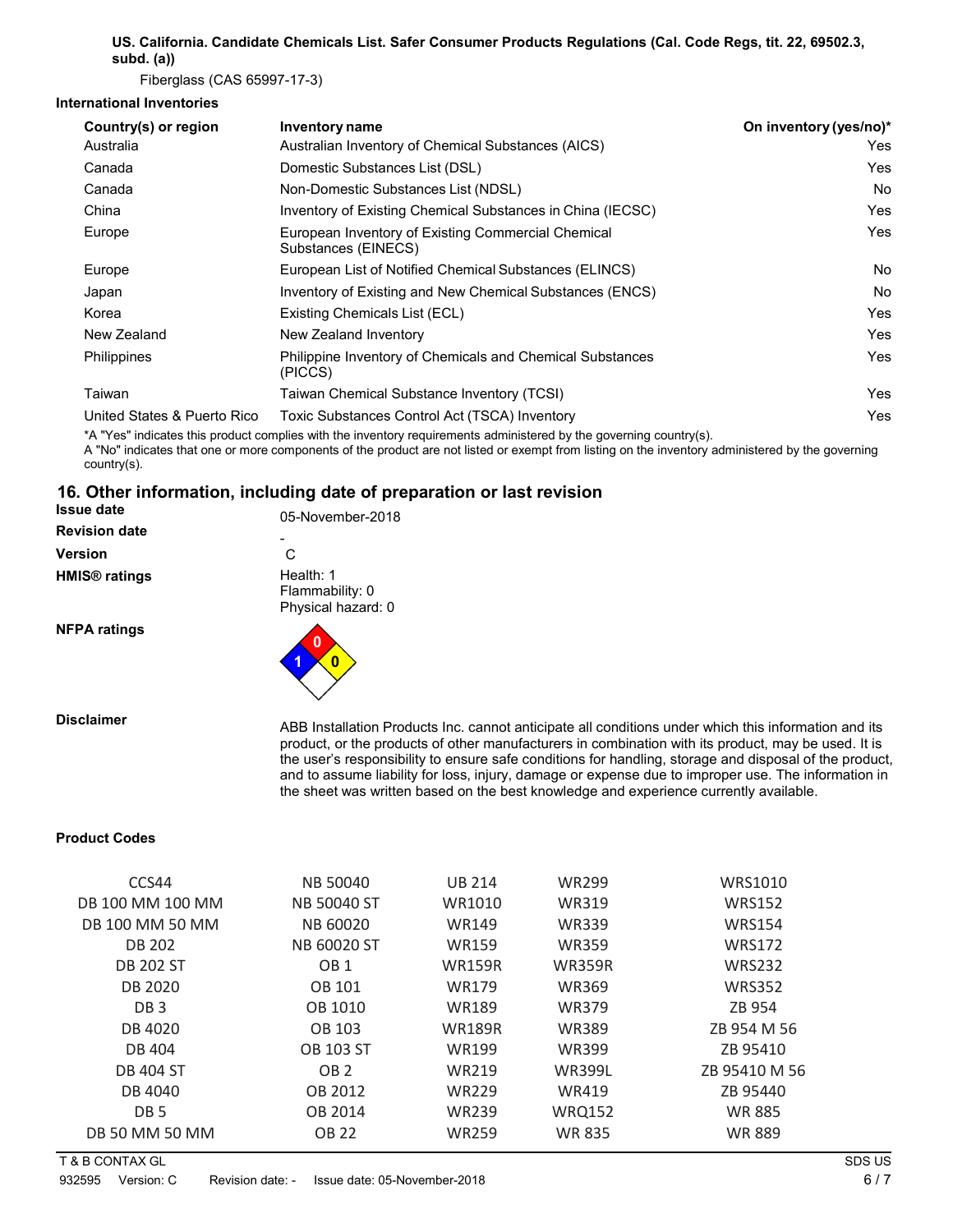**US. California. Candidate Chemicals List. Safer Consumer Products Regulations (Cal. Code Regs, tit. 22, 69502.3, subd. (a))**

Fiberglass (CAS 65997-17-3)

**International Inventories**

| Country(s) or region | Inventory name | On inventory (yes/no)* |
|---|---|---|
| Australia | Australian Inventory of Chemical Substances (AICS) | Yes |
| Canada | Domestic Substances List (DSL) | Yes |
| Canada | Non-Domestic Substances List (NDSL) | No |
| China | Inventory of Existing Chemical Substances in China (IECSC) | Yes |
| Europe | European Inventory of Existing Commercial Chemical Substances (EINECS) | Yes |
| Europe | European List of Notified Chemical Substances (ELINCS) | No |
| Japan | Inventory of Existing and New Chemical Substances (ENCS) | No |
| Korea | Existing Chemicals List (ECL) | Yes |
| New Zealand | New Zealand Inventory | Yes |
| Philippines | Philippine Inventory of Chemicals and Chemical Substances (PICCS) | Yes |
| Taiwan | Taiwan Chemical Substance Inventory (TCSI) | Yes |
| United States & Puerto Rico | Toxic Substances Control Act (TSCA) Inventory | Yes |

*A "Yes" indicates this product complies with the inventory requirements administered by the governing country(s).
A "No" indicates that one or more components of the product are not listed or exempt from listing on the inventory administered by the governing country(s).

## 16. Other information, including date of preparation or last revision

**Issue date** 05-November-2018

**Revision date** -

**Version** C

**HMIS® ratings** Health: 1
Flammability: 0
Physical hazard: 0

**NFPA ratings** Health: 1, Flammability: 0, Instability: 0

**Disclaimer**

ABB Installation Products Inc. cannot anticipate all conditions under which this information and its product, or the products of other manufacturers in combination with its product, may be used. It is the user's responsibility to ensure safe conditions for handling, storage and disposal of the product, and to assume liability for loss, injury, damage or expense due to improper use. The information in the sheet was written based on the best knowledge and experience currently available.

**Product Codes**

| | | | | |
|---|---|---|---|---|
| CCS44 | NB 50040 | UB 214 | WR299 | WRS1010 |
| DB 100 MM 100 MM | NB 50040 ST | WR1010 | WR319 | WRS152 |
| DB 100 MM 50 MM | NB 60020 | WR149 | WR339 | WRS154 |
| DB 202 | NB 60020 ST | WR159 | WR359 | WRS172 |
| DB 202 ST | OB 1 | WR159R | WR359R | WRS232 |
| DB 2020 | OB 101 | WR179 | WR369 | WRS352 |
| DB 3 | OB 1010 | WR189 | WR379 | ZB 954 |
| DB 4020 | OB 103 | WR189R | WR389 | ZB 954 M 56 |
| DB 404 | OB 103 ST | WR199 | WR399 | ZB 95410 |
| DB 404 ST | OB 2 | WR219 | WR399L | ZB 95410 M 56 |
| DB 4040 | OB 2012 | WR229 | WR419 | ZB 95440 |
| DB 5 | OB 2014 | WR239 | WRQ152 | WR 885 |
| DB 50 MM 50 MM | OB 22 | WR259 | WR 835 | WR 889 |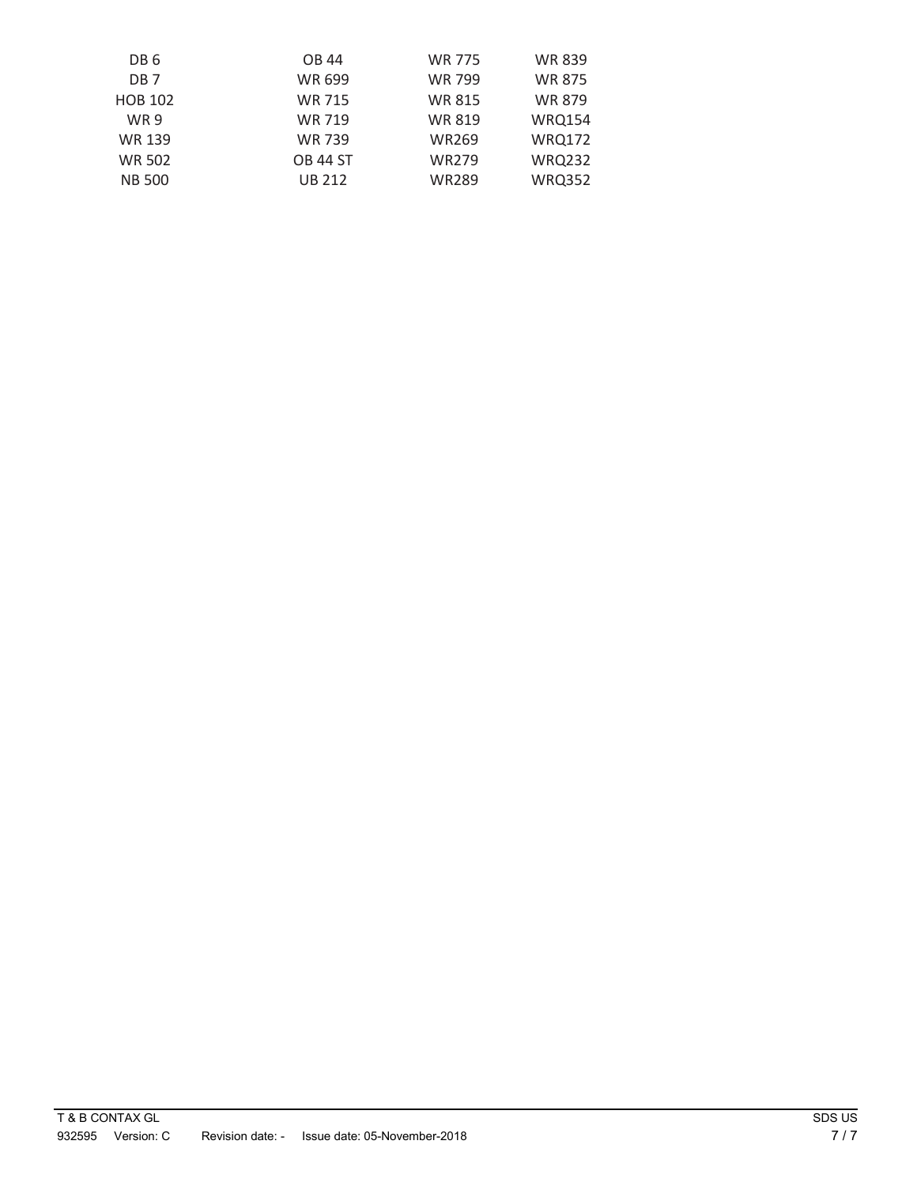| | | | |
|---|---|---|---|
| DB 6 | OB 44 | WR 775 | WR 839 |
| DB 7 | WR 699 | WR 799 | WR 875 |
| HOB 102 | WR 715 | WR 815 | WR 879 |
| WR 9 | WR 719 | WR 819 | WRQ154 |
| WR 139 | WR 739 | WR269 | WRQ172 |
| WR 502 | OB 44 ST | WR279 | WRQ232 |
| NB 500 | UB 212 | WR289 | WRQ352 |